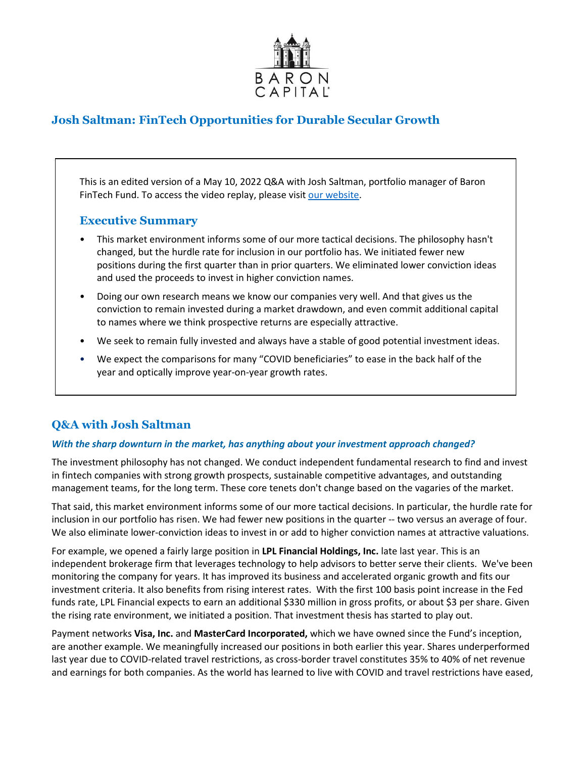# Josh Saltman: FinTech Opportunities for Durable Secular Growth

This is an edited version of a May 10, 2022 Q&A with Josh Saltman, portfolio manager of Baron FinTech Fund. To access the video replay, please visit our website.

## Executive Summary

- This market environment informs some of our more tactical decisions. The philosophy hasn't changed, but the hurdle rate for inclusion in our portfolio has. We initiated fewer new positions during the first quarter than in prior quarters. We eliminated lower conviction ideas and used the proceeds to invest in higher conviction names.
- Doing our own research means we know our companies very well. And that gives us the conviction to remain invested during a market drawdown, and even commit additional capital to names where we think prospective returns are especially attractive.
- We seek to remain fully invested and always have a stable of good potential investment ideas.
- We expect the comparisons for many "COVID beneficiaries" to ease in the back half of the year and optically improve year-on-year growth rates.

## Q&A with Josh Saltman

***With the sharp downturn in the market, has anything about your investment approach changed?***

The investment philosophy has not changed. We conduct independent fundamental research to find and invest in fintech companies with strong growth prospects, sustainable competitive advantages, and outstanding management teams, for the long term. These core tenets don't change based on the vagaries of the market.

That said, this market environment informs some of our more tactical decisions. In particular, the hurdle rate for inclusion in our portfolio has risen. We had fewer new positions in the quarter -- two versus an average of four. We also eliminate lower-conviction ideas to invest in or add to higher conviction names at attractive valuations.

For example, we opened a fairly large position in **LPL Financial Holdings, Inc.** late last year. This is an independent brokerage firm that leverages technology to help advisors to better serve their clients. We've been monitoring the company for years. It has improved its business and accelerated organic growth and fits our investment criteria. It also benefits from rising interest rates. With the first 100 basis point increase in the Fed funds rate, LPL Financial expects to earn an additional $330 million in gross profits, or about $3 per share. Given the rising rate environment, we initiated a position. That investment thesis has started to play out.

Payment networks **Visa, Inc.** and **MasterCard Incorporated,** which we have owned since the Fund's inception, are another example. We meaningfully increased our positions in both earlier this year. Shares underperformed last year due to COVID-related travel restrictions, as cross-border travel constitutes 35% to 40% of net revenue and earnings for both companies. As the world has learned to live with COVID and travel restrictions have eased,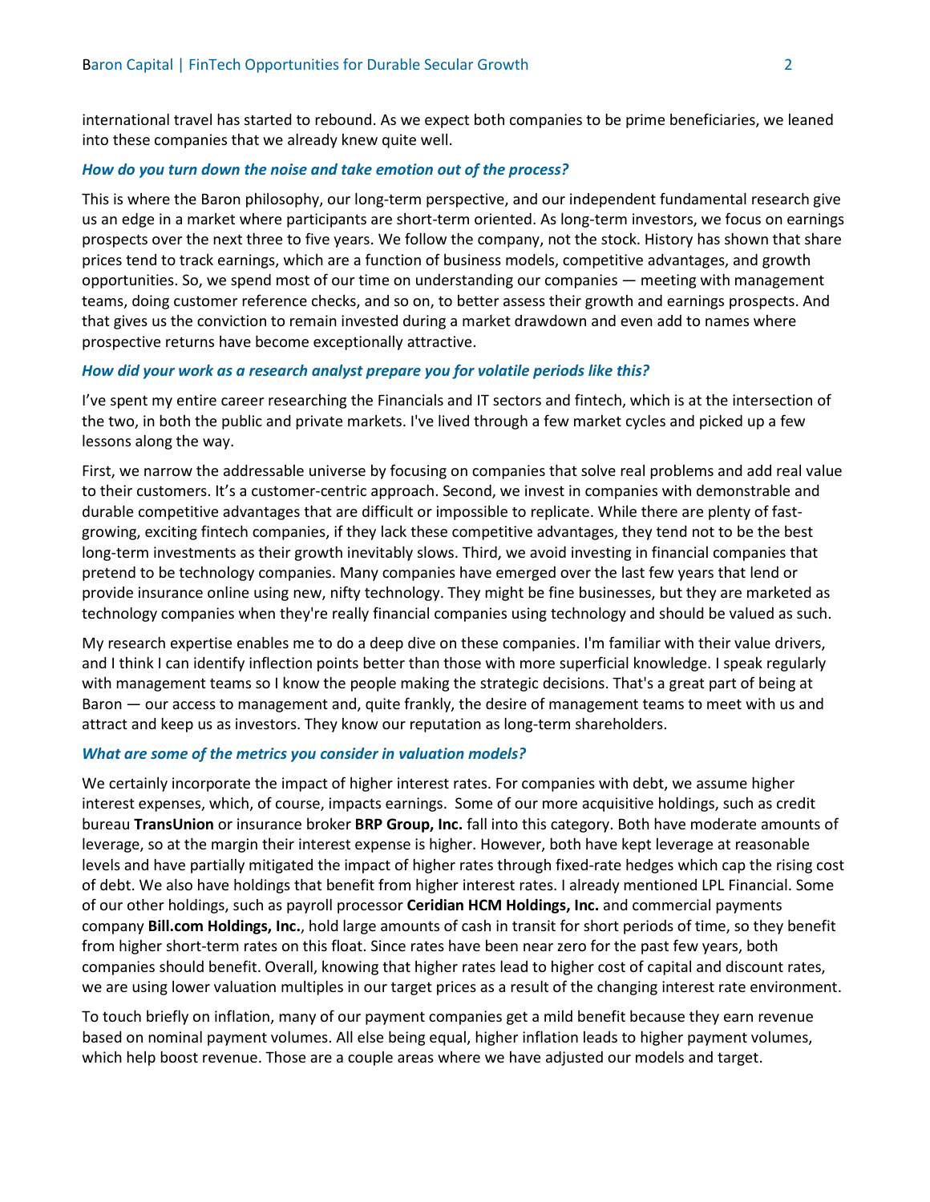international travel has started to rebound. As we expect both companies to be prime beneficiaries, we leaned into these companies that we already knew quite well.

***How do you turn down the noise and take emotion out of the process?***

This is where the Baron philosophy, our long-term perspective, and our independent fundamental research give us an edge in a market where participants are short-term oriented. As long-term investors, we focus on earnings prospects over the next three to five years. We follow the company, not the stock. History has shown that share prices tend to track earnings, which are a function of business models, competitive advantages, and growth opportunities. So, we spend most of our time on understanding our companies — meeting with management teams, doing customer reference checks, and so on, to better assess their growth and earnings prospects. And that gives us the conviction to remain invested during a market drawdown and even add to names where prospective returns have become exceptionally attractive.

***How did your work as a research analyst prepare you for volatile periods like this?***

I've spent my entire career researching the Financials and IT sectors and fintech, which is at the intersection of the two, in both the public and private markets. I've lived through a few market cycles and picked up a few lessons along the way.

First, we narrow the addressable universe by focusing on companies that solve real problems and add real value to their customers. It's a customer-centric approach. Second, we invest in companies with demonstrable and durable competitive advantages that are difficult or impossible to replicate. While there are plenty of fast-growing, exciting fintech companies, if they lack these competitive advantages, they tend not to be the best long-term investments as their growth inevitably slows. Third, we avoid investing in financial companies that pretend to be technology companies. Many companies have emerged over the last few years that lend or provide insurance online using new, nifty technology. They might be fine businesses, but they are marketed as technology companies when they're really financial companies using technology and should be valued as such.

My research expertise enables me to do a deep dive on these companies. I'm familiar with their value drivers, and I think I can identify inflection points better than those with more superficial knowledge. I speak regularly with management teams so I know the people making the strategic decisions. That's a great part of being at Baron — our access to management and, quite frankly, the desire of management teams to meet with us and attract and keep us as investors. They know our reputation as long-term shareholders.

***What are some of the metrics you consider in valuation models?***

We certainly incorporate the impact of higher interest rates. For companies with debt, we assume higher interest expenses, which, of course, impacts earnings. Some of our more acquisitive holdings, such as credit bureau **TransUnion** or insurance broker **BRP Group, Inc.** fall into this category. Both have moderate amounts of leverage, so at the margin their interest expense is higher. However, both have kept leverage at reasonable levels and have partially mitigated the impact of higher rates through fixed-rate hedges which cap the rising cost of debt. We also have holdings that benefit from higher interest rates. I already mentioned LPL Financial. Some of our other holdings, such as payroll processor **Ceridian HCM Holdings, Inc.** and commercial payments company **Bill.com Holdings, Inc.**, hold large amounts of cash in transit for short periods of time, so they benefit from higher short-term rates on this float. Since rates have been near zero for the past few years, both companies should benefit. Overall, knowing that higher rates lead to higher cost of capital and discount rates, we are using lower valuation multiples in our target prices as a result of the changing interest rate environment.

To touch briefly on inflation, many of our payment companies get a mild benefit because they earn revenue based on nominal payment volumes. All else being equal, higher inflation leads to higher payment volumes, which help boost revenue. Those are a couple areas where we have adjusted our models and target.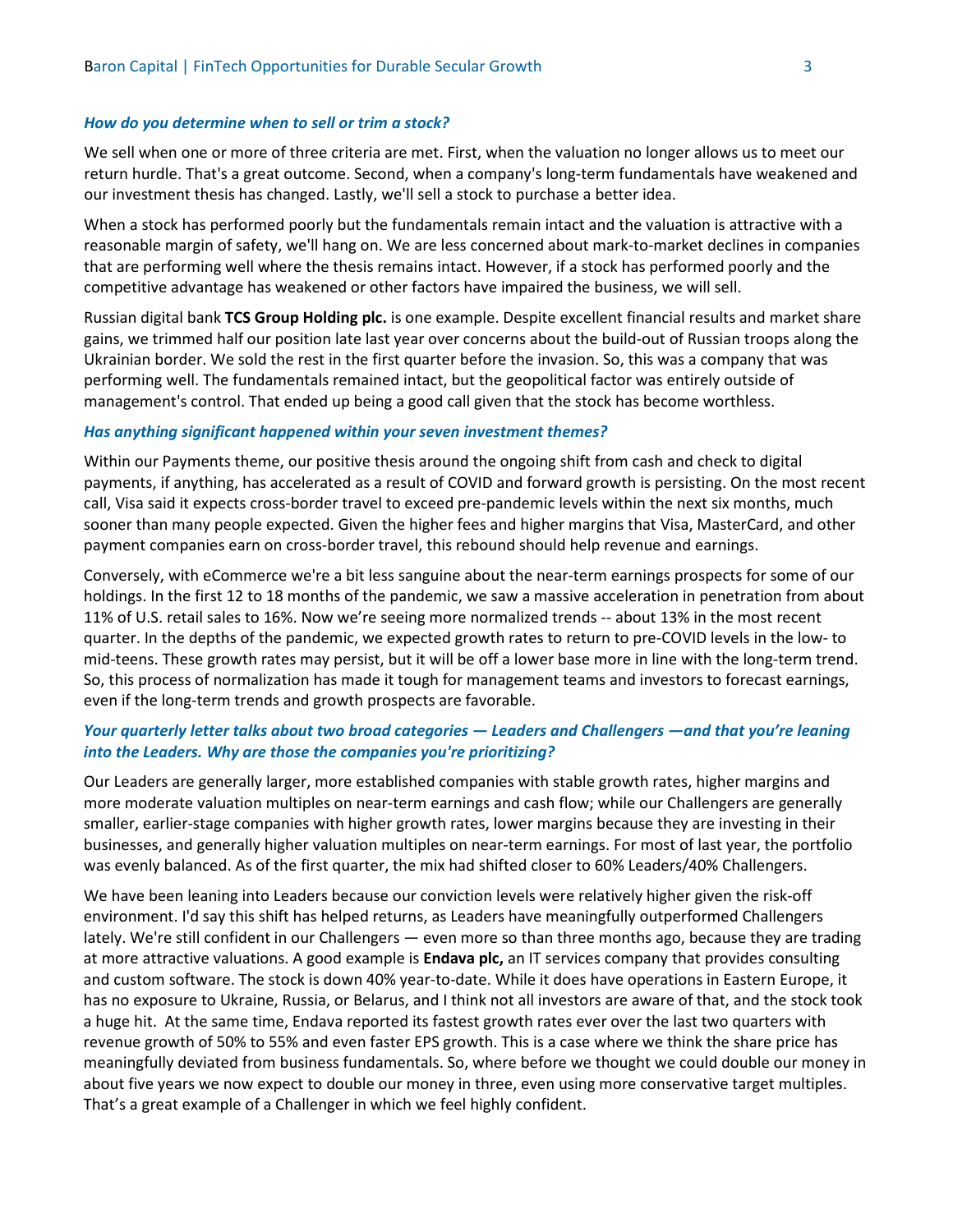***How do you determine when to sell or trim a stock?***

We sell when one or more of three criteria are met. First, when the valuation no longer allows us to meet our return hurdle. That's a great outcome. Second, when a company's long-term fundamentals have weakened and our investment thesis has changed. Lastly, we'll sell a stock to purchase a better idea.

When a stock has performed poorly but the fundamentals remain intact and the valuation is attractive with a reasonable margin of safety, we'll hang on. We are less concerned about mark-to-market declines in companies that are performing well where the thesis remains intact. However, if a stock has performed poorly and the competitive advantage has weakened or other factors have impaired the business, we will sell.

Russian digital bank **TCS Group Holding plc.** is one example. Despite excellent financial results and market share gains, we trimmed half our position late last year over concerns about the build-out of Russian troops along the Ukrainian border. We sold the rest in the first quarter before the invasion. So, this was a company that was performing well. The fundamentals remained intact, but the geopolitical factor was entirely outside of management's control. That ended up being a good call given that the stock has become worthless.

***Has anything significant happened within your seven investment themes?***

Within our Payments theme, our positive thesis around the ongoing shift from cash and check to digital payments, if anything, has accelerated as a result of COVID and forward growth is persisting. On the most recent call, Visa said it expects cross-border travel to exceed pre-pandemic levels within the next six months, much sooner than many people expected. Given the higher fees and higher margins that Visa, MasterCard, and other payment companies earn on cross-border travel, this rebound should help revenue and earnings.

Conversely, with eCommerce we're a bit less sanguine about the near-term earnings prospects for some of our holdings. In the first 12 to 18 months of the pandemic, we saw a massive acceleration in penetration from about 11% of U.S. retail sales to 16%. Now we're seeing more normalized trends -- about 13% in the most recent quarter. In the depths of the pandemic, we expected growth rates to return to pre-COVID levels in the low- to mid-teens. These growth rates may persist, but it will be off a lower base more in line with the long-term trend. So, this process of normalization has made it tough for management teams and investors to forecast earnings, even if the long-term trends and growth prospects are favorable.

***Your quarterly letter talks about two broad categories — Leaders and Challengers —and that you're leaning into the Leaders. Why are those the companies you're prioritizing?***

Our Leaders are generally larger, more established companies with stable growth rates, higher margins and more moderate valuation multiples on near-term earnings and cash flow; while our Challengers are generally smaller, earlier-stage companies with higher growth rates, lower margins because they are investing in their businesses, and generally higher valuation multiples on near-term earnings. For most of last year, the portfolio was evenly balanced. As of the first quarter, the mix had shifted closer to 60% Leaders/40% Challengers.

We have been leaning into Leaders because our conviction levels were relatively higher given the risk-off environment. I'd say this shift has helped returns, as Leaders have meaningfully outperformed Challengers lately. We're still confident in our Challengers — even more so than three months ago, because they are trading at more attractive valuations. A good example is **Endava plc,** an IT services company that provides consulting and custom software. The stock is down 40% year-to-date. While it does have operations in Eastern Europe, it has no exposure to Ukraine, Russia, or Belarus, and I think not all investors are aware of that, and the stock took a huge hit. At the same time, Endava reported its fastest growth rates ever over the last two quarters with revenue growth of 50% to 55% and even faster EPS growth. This is a case where we think the share price has meaningfully deviated from business fundamentals. So, where before we thought we could double our money in about five years we now expect to double our money in three, even using more conservative target multiples. That's a great example of a Challenger in which we feel highly confident.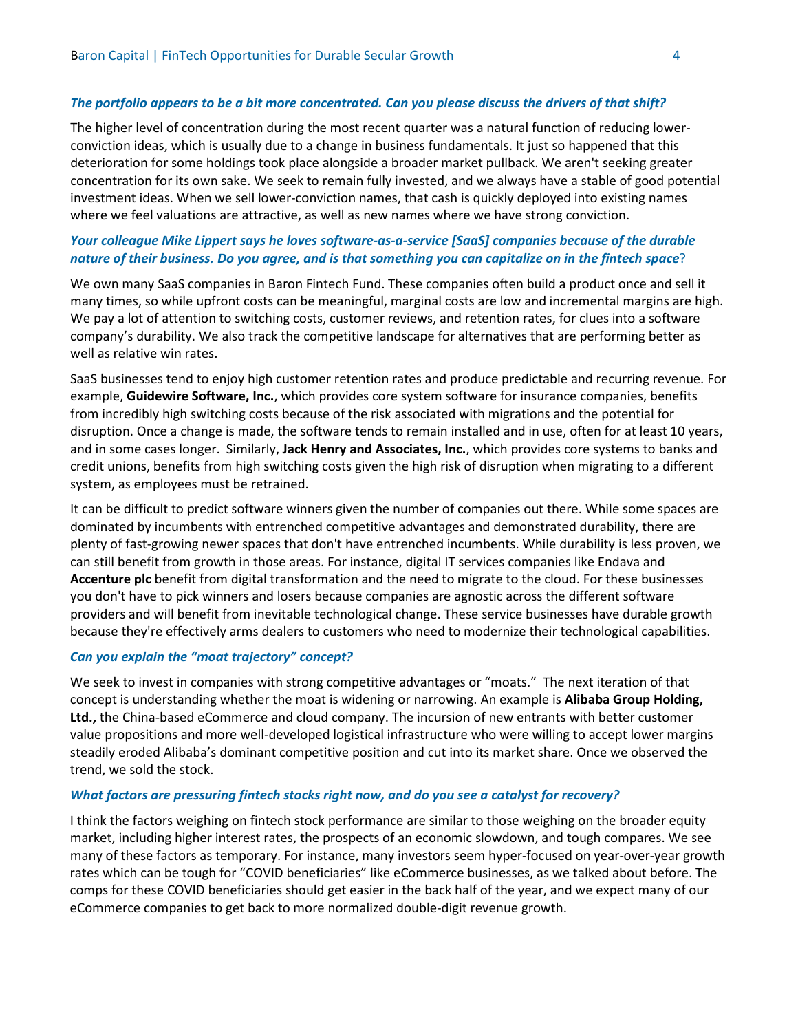***The portfolio appears to be a bit more concentrated. Can you please discuss the drivers of that shift?***

The higher level of concentration during the most recent quarter was a natural function of reducing lower-conviction ideas, which is usually due to a change in business fundamentals. It just so happened that this deterioration for some holdings took place alongside a broader market pullback. We aren't seeking greater concentration for its own sake. We seek to remain fully invested, and we always have a stable of good potential investment ideas. When we sell lower-conviction names, that cash is quickly deployed into existing names where we feel valuations are attractive, as well as new names where we have strong conviction.

***Your colleague Mike Lippert says he loves software-as-a-service [SaaS] companies because of the durable nature of their business. Do you agree, and is that something you can capitalize on in the fintech space?***

We own many SaaS companies in Baron Fintech Fund. These companies often build a product once and sell it many times, so while upfront costs can be meaningful, marginal costs are low and incremental margins are high. We pay a lot of attention to switching costs, customer reviews, and retention rates, for clues into a software company's durability. We also track the competitive landscape for alternatives that are performing better as well as relative win rates.

SaaS businesses tend to enjoy high customer retention rates and produce predictable and recurring revenue. For example, **Guidewire Software, Inc.**, which provides core system software for insurance companies, benefits from incredibly high switching costs because of the risk associated with migrations and the potential for disruption. Once a change is made, the software tends to remain installed and in use, often for at least 10 years, and in some cases longer. Similarly, **Jack Henry and Associates, Inc.**, which provides core systems to banks and credit unions, benefits from high switching costs given the high risk of disruption when migrating to a different system, as employees must be retrained.

It can be difficult to predict software winners given the number of companies out there. While some spaces are dominated by incumbents with entrenched competitive advantages and demonstrated durability, there are plenty of fast-growing newer spaces that don't have entrenched incumbents. While durability is less proven, we can still benefit from growth in those areas. For instance, digital IT services companies like Endava and **Accenture plc** benefit from digital transformation and the need to migrate to the cloud. For these businesses you don't have to pick winners and losers because companies are agnostic across the different software providers and will benefit from inevitable technological change. These service businesses have durable growth because they're effectively arms dealers to customers who need to modernize their technological capabilities.

***Can you explain the "moat trajectory" concept?***

We seek to invest in companies with strong competitive advantages or "moats." The next iteration of that concept is understanding whether the moat is widening or narrowing. An example is **Alibaba Group Holding, Ltd.,** the China-based eCommerce and cloud company. The incursion of new entrants with better customer value propositions and more well-developed logistical infrastructure who were willing to accept lower margins steadily eroded Alibaba's dominant competitive position and cut into its market share. Once we observed the trend, we sold the stock.

***What factors are pressuring fintech stocks right now, and do you see a catalyst for recovery?***

I think the factors weighing on fintech stock performance are similar to those weighing on the broader equity market, including higher interest rates, the prospects of an economic slowdown, and tough compares. We see many of these factors as temporary. For instance, many investors seem hyper-focused on year-over-year growth rates which can be tough for "COVID beneficiaries" like eCommerce businesses, as we talked about before. The comps for these COVID beneficiaries should get easier in the back half of the year, and we expect many of our eCommerce companies to get back to more normalized double-digit revenue growth.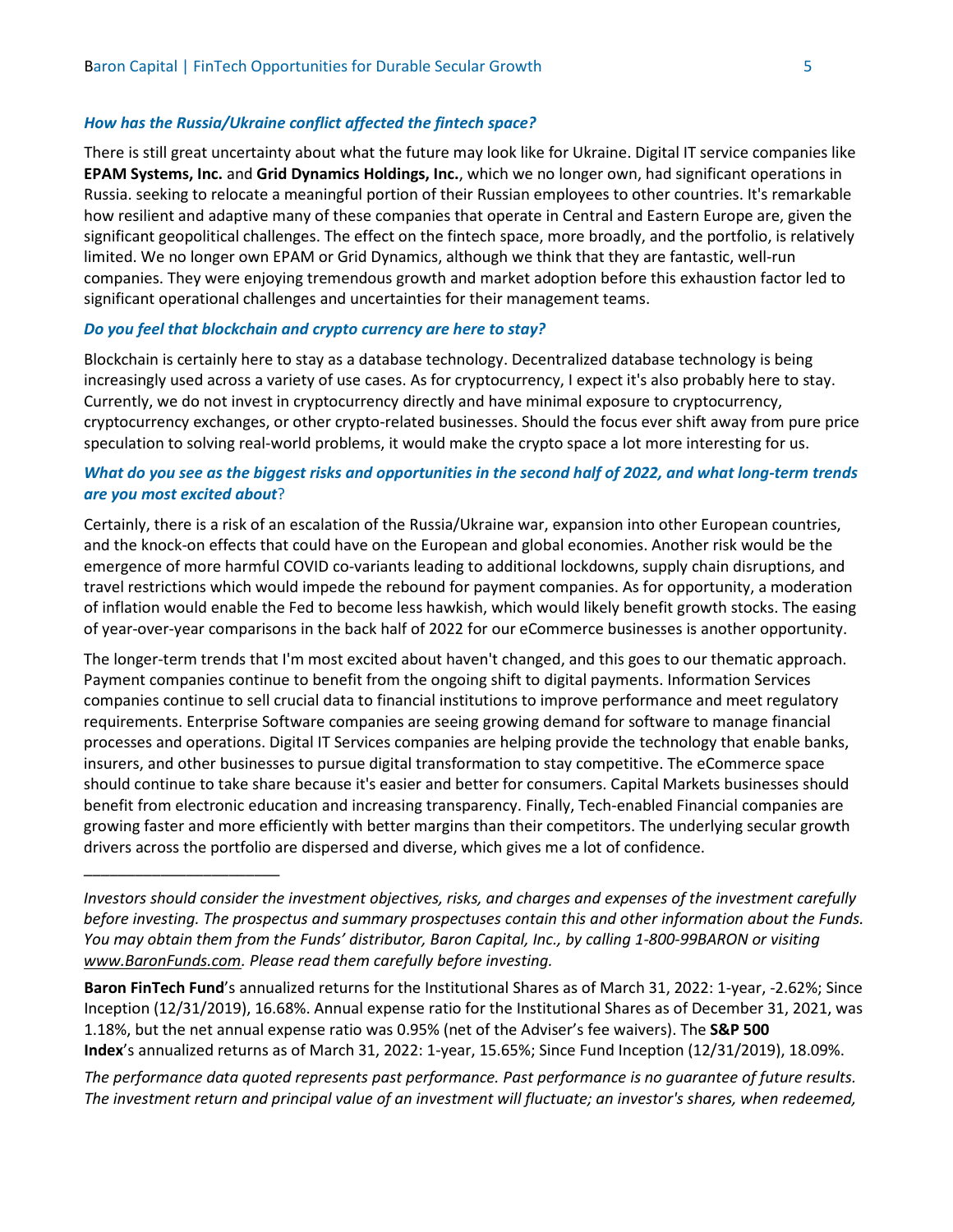***How has the Russia/Ukraine conflict affected the fintech space?***

There is still great uncertainty about what the future may look like for Ukraine. Digital IT service companies like **EPAM Systems, Inc.** and **Grid Dynamics Holdings, Inc.**, which we no longer own, had significant operations in Russia. seeking to relocate a meaningful portion of their Russian employees to other countries. It's remarkable how resilient and adaptive many of these companies that operate in Central and Eastern Europe are, given the significant geopolitical challenges. The effect on the fintech space, more broadly, and the portfolio, is relatively limited. We no longer own EPAM or Grid Dynamics, although we think that they are fantastic, well-run companies. They were enjoying tremendous growth and market adoption before this exhaustion factor led to significant operational challenges and uncertainties for their management teams.

***Do you feel that blockchain and crypto currency are here to stay?***

Blockchain is certainly here to stay as a database technology. Decentralized database technology is being increasingly used across a variety of use cases. As for cryptocurrency, I expect it's also probably here to stay. Currently, we do not invest in cryptocurrency directly and have minimal exposure to cryptocurrency, cryptocurrency exchanges, or other crypto-related businesses. Should the focus ever shift away from pure price speculation to solving real-world problems, it would make the crypto space a lot more interesting for us.

***What do you see as the biggest risks and opportunities in the second half of 2022, and what long-term trends are you most excited about?***

Certainly, there is a risk of an escalation of the Russia/Ukraine war, expansion into other European countries, and the knock-on effects that could have on the European and global economies. Another risk would be the emergence of more harmful COVID co-variants leading to additional lockdowns, supply chain disruptions, and travel restrictions which would impede the rebound for payment companies. As for opportunity, a moderation of inflation would enable the Fed to become less hawkish, which would likely benefit growth stocks. The easing of year-over-year comparisons in the back half of 2022 for our eCommerce businesses is another opportunity.

The longer-term trends that I'm most excited about haven't changed, and this goes to our thematic approach. Payment companies continue to benefit from the ongoing shift to digital payments. Information Services companies continue to sell crucial data to financial institutions to improve performance and meet regulatory requirements. Enterprise Software companies are seeing growing demand for software to manage financial processes and operations. Digital IT Services companies are helping provide the technology that enable banks, insurers, and other businesses to pursue digital transformation to stay competitive. The eCommerce space should continue to take share because it's easier and better for consumers. Capital Markets businesses should benefit from electronic education and increasing transparency. Finally, Tech-enabled Financial companies are growing faster and more efficiently with better margins than their competitors. The underlying secular growth drivers across the portfolio are dispersed and diverse, which gives me a lot of confidence.

---

*Investors should consider the investment objectives, risks, and charges and expenses of the investment carefully before investing. The prospectus and summary prospectuses contain this and other information about the Funds. You may obtain them from the Funds' distributor, Baron Capital, Inc., by calling 1-800-99BARON or visiting www.BaronFunds.com. Please read them carefully before investing.*

**Baron FinTech Fund**'s annualized returns for the Institutional Shares as of March 31, 2022: 1-year, -2.62%; Since Inception (12/31/2019), 16.68%. Annual expense ratio for the Institutional Shares as of December 31, 2021, was 1.18%, but the net annual expense ratio was 0.95% (net of the Adviser's fee waivers). The **S&P 500 Index**'s annualized returns as of March 31, 2022: 1-year, 15.65%; Since Fund Inception (12/31/2019), 18.09%.

*The performance data quoted represents past performance. Past performance is no guarantee of future results. The investment return and principal value of an investment will fluctuate; an investor's shares, when redeemed,*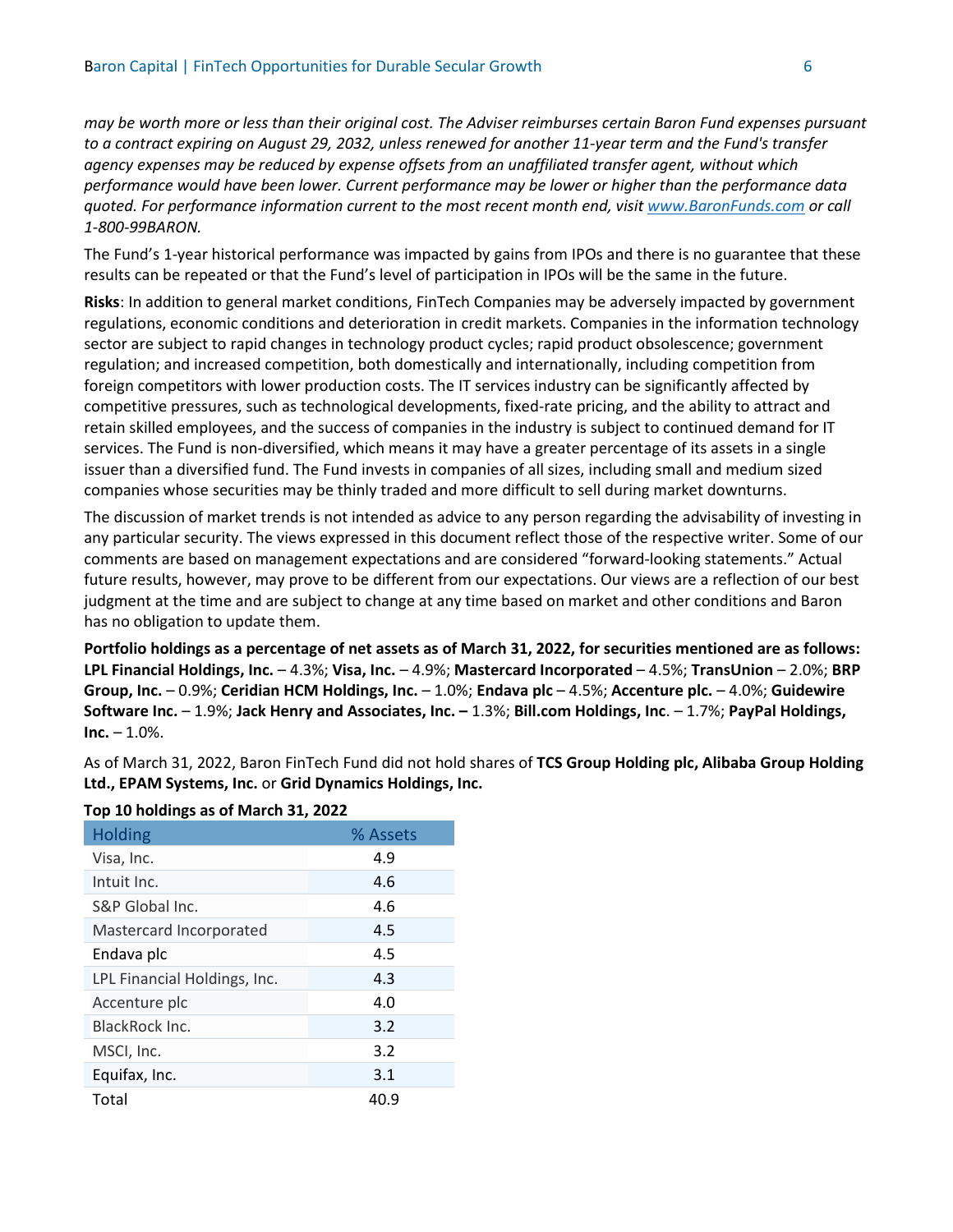*may be worth more or less than their original cost. The Adviser reimburses certain Baron Fund expenses pursuant to a contract expiring on August 29, 2032, unless renewed for another 11-year term and the Fund's transfer agency expenses may be reduced by expense offsets from an unaffiliated transfer agent, without which performance would have been lower. Current performance may be lower or higher than the performance data quoted. For performance information current to the most recent month end, visit [www.BaronFunds.com](http://www.BaronFunds.com) or call 1-800-99BARON.*

The Fund's 1-year historical performance was impacted by gains from IPOs and there is no guarantee that these results can be repeated or that the Fund's level of participation in IPOs will be the same in the future.

**Risks**: In addition to general market conditions, FinTech Companies may be adversely impacted by government regulations, economic conditions and deterioration in credit markets. Companies in the information technology sector are subject to rapid changes in technology product cycles; rapid product obsolescence; government regulation; and increased competition, both domestically and internationally, including competition from foreign competitors with lower production costs. The IT services industry can be significantly affected by competitive pressures, such as technological developments, fixed-rate pricing, and the ability to attract and retain skilled employees, and the success of companies in the industry is subject to continued demand for IT services. The Fund is non-diversified, which means it may have a greater percentage of its assets in a single issuer than a diversified fund. The Fund invests in companies of all sizes, including small and medium sized companies whose securities may be thinly traded and more difficult to sell during market downturns.

The discussion of market trends is not intended as advice to any person regarding the advisability of investing in any particular security. The views expressed in this document reflect those of the respective writer. Some of our comments are based on management expectations and are considered "forward-looking statements." Actual future results, however, may prove to be different from our expectations. Our views are a reflection of our best judgment at the time and are subject to change at any time based on market and other conditions and Baron has no obligation to update them.

**Portfolio holdings as a percentage of net assets as of March 31, 2022, for securities mentioned are as follows: LPL Financial Holdings, Inc.** – 4.3%; **Visa, Inc.** – 4.9%; **Mastercard Incorporated** – 4.5%; **TransUnion** – 2.0%; **BRP Group, Inc.** – 0.9%; **Ceridian HCM Holdings, Inc.** – 1.0%; **Endava plc** – 4.5%; **Accenture plc.** – 4.0%; **Guidewire Software Inc.** – 1.9%; **Jack Henry and Associates, Inc. –** 1.3%; **Bill.com Holdings, Inc**. – 1.7%; **PayPal Holdings, Inc.** – 1.0%.

As of March 31, 2022, Baron FinTech Fund did not hold shares of **TCS Group Holding plc, Alibaba Group Holding Ltd., EPAM Systems, Inc.** or **Grid Dynamics Holdings, Inc.**

**Top 10 holdings as of March 31, 2022**

| Holding | % Assets |
|---|---|
| Visa, Inc. | 4.9 |
| Intuit Inc. | 4.6 |
| S&P Global Inc. | 4.6 |
| Mastercard Incorporated | 4.5 |
| Endava plc | 4.5 |
| LPL Financial Holdings, Inc. | 4.3 |
| Accenture plc | 4.0 |
| BlackRock Inc. | 3.2 |
| MSCI, Inc. | 3.2 |
| Equifax, Inc. | 3.1 |
| Total | 40.9 |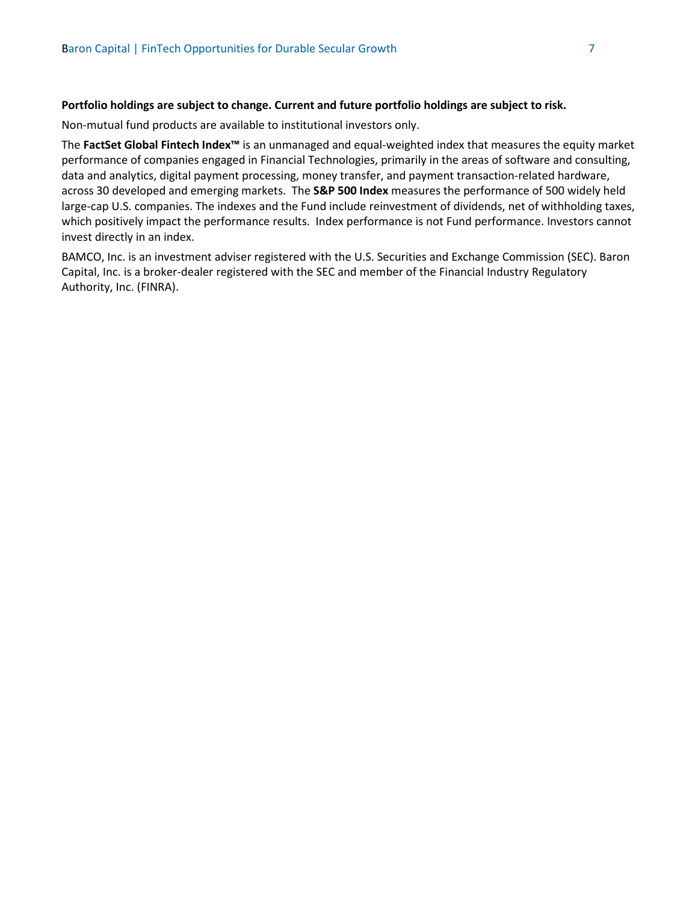**Portfolio holdings are subject to change. Current and future portfolio holdings are subject to risk.**

Non-mutual fund products are available to institutional investors only.

The **FactSet Global Fintech Index™** is an unmanaged and equal-weighted index that measures the equity market performance of companies engaged in Financial Technologies, primarily in the areas of software and consulting, data and analytics, digital payment processing, money transfer, and payment transaction-related hardware, across 30 developed and emerging markets. The **S&P 500 Index** measures the performance of 500 widely held large-cap U.S. companies. The indexes and the Fund include reinvestment of dividends, net of withholding taxes, which positively impact the performance results. Index performance is not Fund performance. Investors cannot invest directly in an index.

BAMCO, Inc. is an investment adviser registered with the U.S. Securities and Exchange Commission (SEC). Baron Capital, Inc. is a broker-dealer registered with the SEC and member of the Financial Industry Regulatory Authority, Inc. (FINRA).